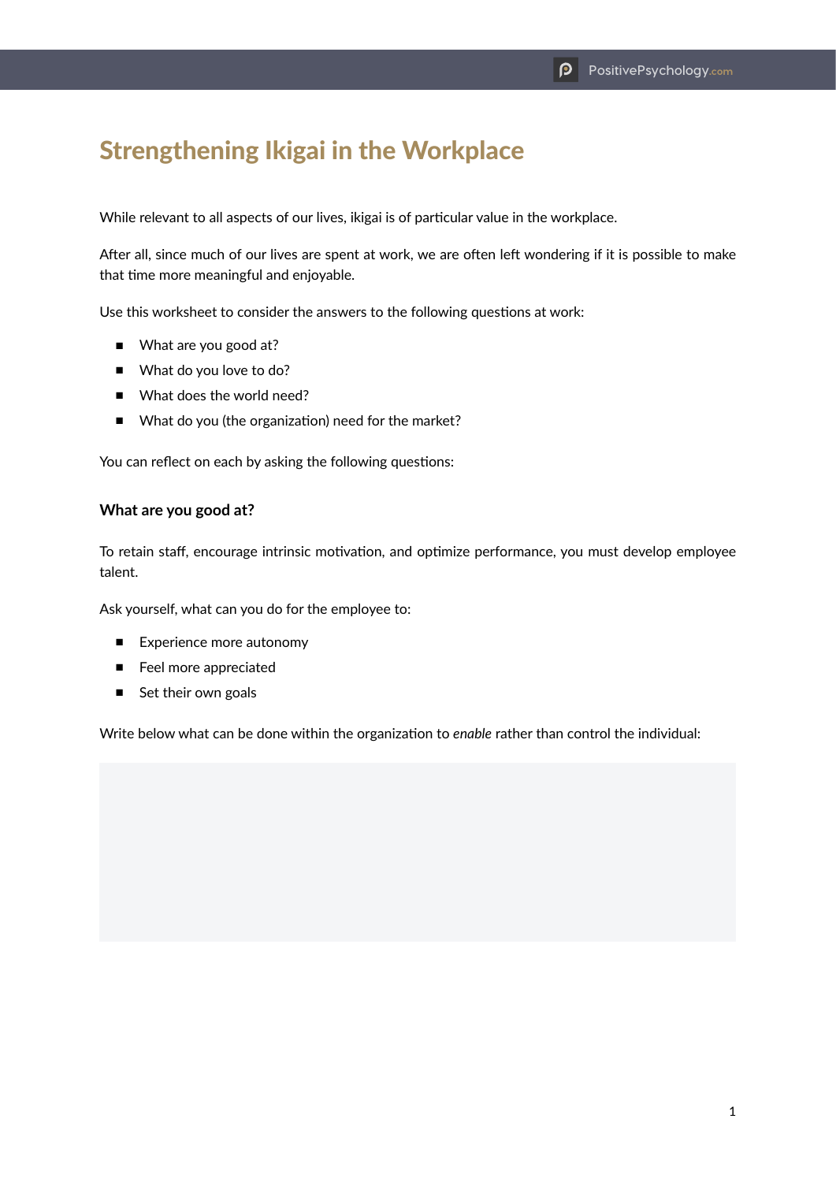# Strengthening Ikigai in the Workplace

While relevant to all aspects of our lives, ikigai is of particular value in the workplace.

After all, since much of our lives are spent at work, we are often left wondering if it is possible to make that time more meaningful and enjoyable.

Use this worksheet to consider the answers to the following questions at work:

- What are you good at?
- What do you love to do?
- What does the world need?
- What do you (the organization) need for the market?

You can reflect on each by asking the following questions:

### What are you good at?

To retain staff, encourage intrinsic motivation, and optimize performance, you must develop employee talent.

Ask yourself, what can you do for the employee to:

- Experience more autonomy
- Feel more appreciated
- Set their own goals

Write below what can be done within the organization to *enable* rather than control the individual: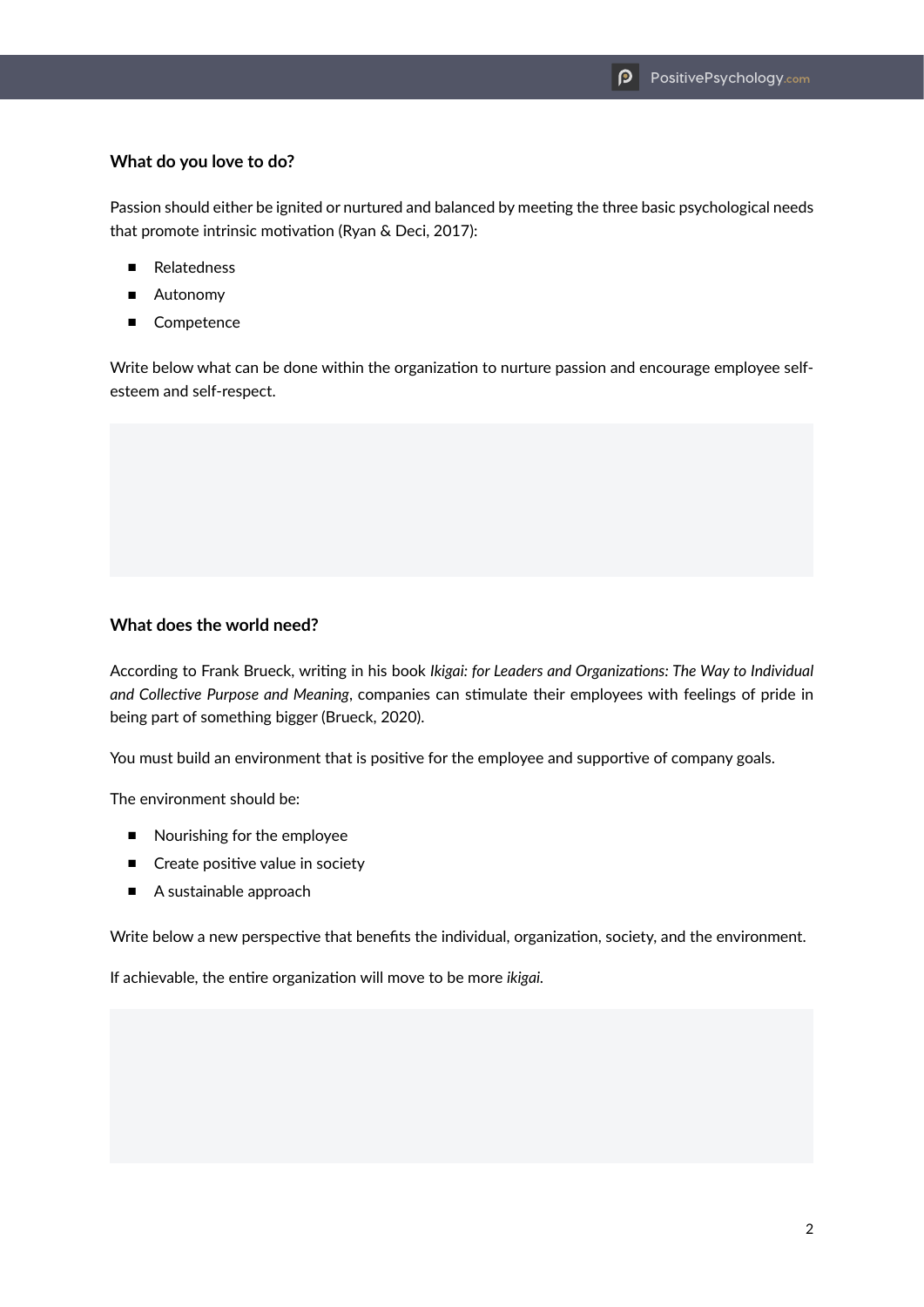### What do you love to do?

Passion should either be ignited or nurtured and balanced by meeting the three basic psychological needs that promote intrinsic motivation (Ryan & Deci, 2017):

- Relatedness
- Autonomy
- Competence

Write below what can be done within the organization to nurture passion and encourage employee self-esteem and self-respect.

### What does the world need?

According to Frank Brueck, writing in his book *Ikigai: for Leaders and Organizations: The Way to Individual and Collective Purpose and Meaning*, companies can stimulate their employees with feelings of pride in being part of something bigger (Brueck, 2020).

You must build an environment that is positive for the employee and supportive of company goals.

The environment should be:

- Nourishing for the employee
- Create positive value in society
- A sustainable approach

Write below a new perspective that benefits the individual, organization, society, and the environment.

If achievable, the entire organization will move to be more *ikigai*.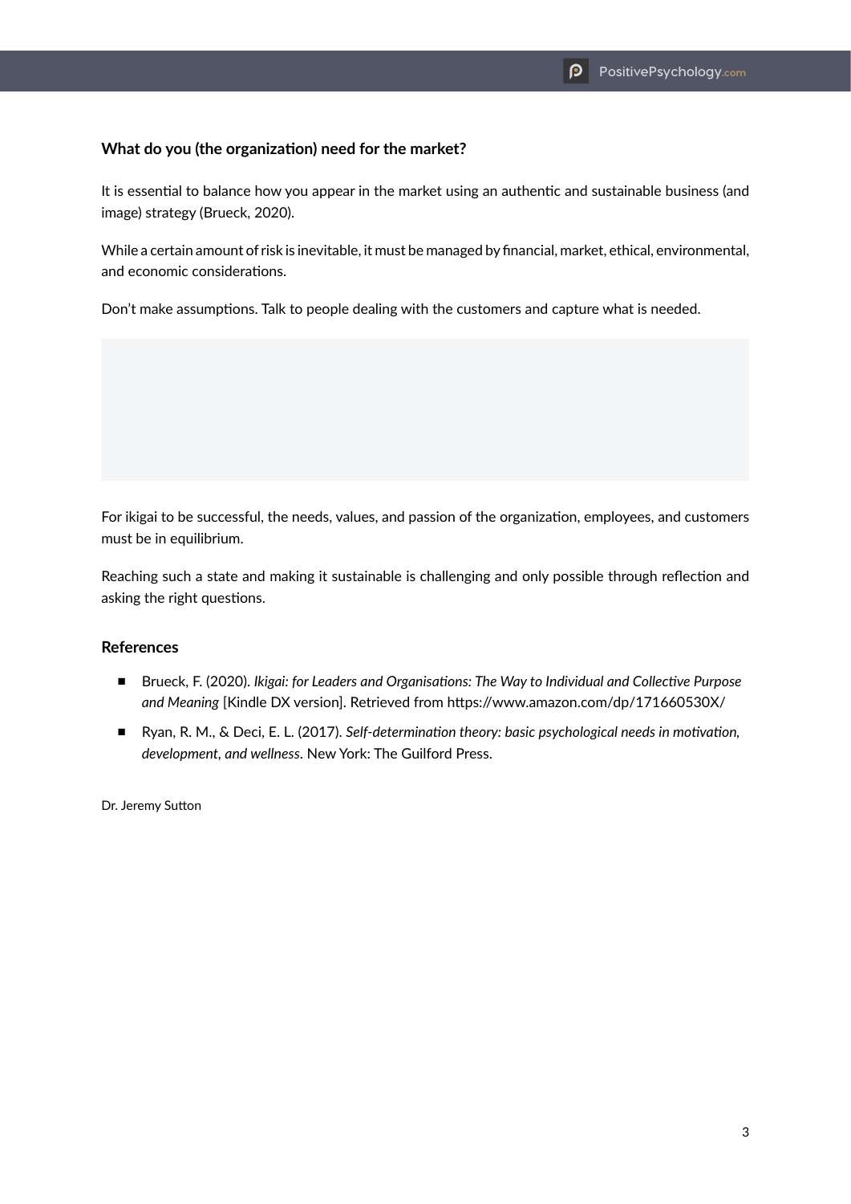### What do you (the organization) need for the market?

It is essential to balance how you appear in the market using an authentic and sustainable business (and image) strategy (Brueck, 2020).

While a certain amount of risk is inevitable, it must be managed by financial, market, ethical, environmental, and economic considerations.

Don't make assumptions. Talk to people dealing with the customers and capture what is needed.

For ikigai to be successful, the needs, values, and passion of the organization, employees, and customers must be in equilibrium.

Reaching such a state and making it sustainable is challenging and only possible through reflection and asking the right questions.

### References

- Brueck, F. (2020). *Ikigai: for Leaders and Organisations: The Way to Individual and Collective Purpose and Meaning* [Kindle DX version]. Retrieved from https://www.amazon.com/dp/171660530X/
- Ryan, R. M., & Deci, E. L. (2017). *Self-determination theory: basic psychological needs in motivation, development, and wellness*. New York: The Guilford Press.

Dr. Jeremy Sutton